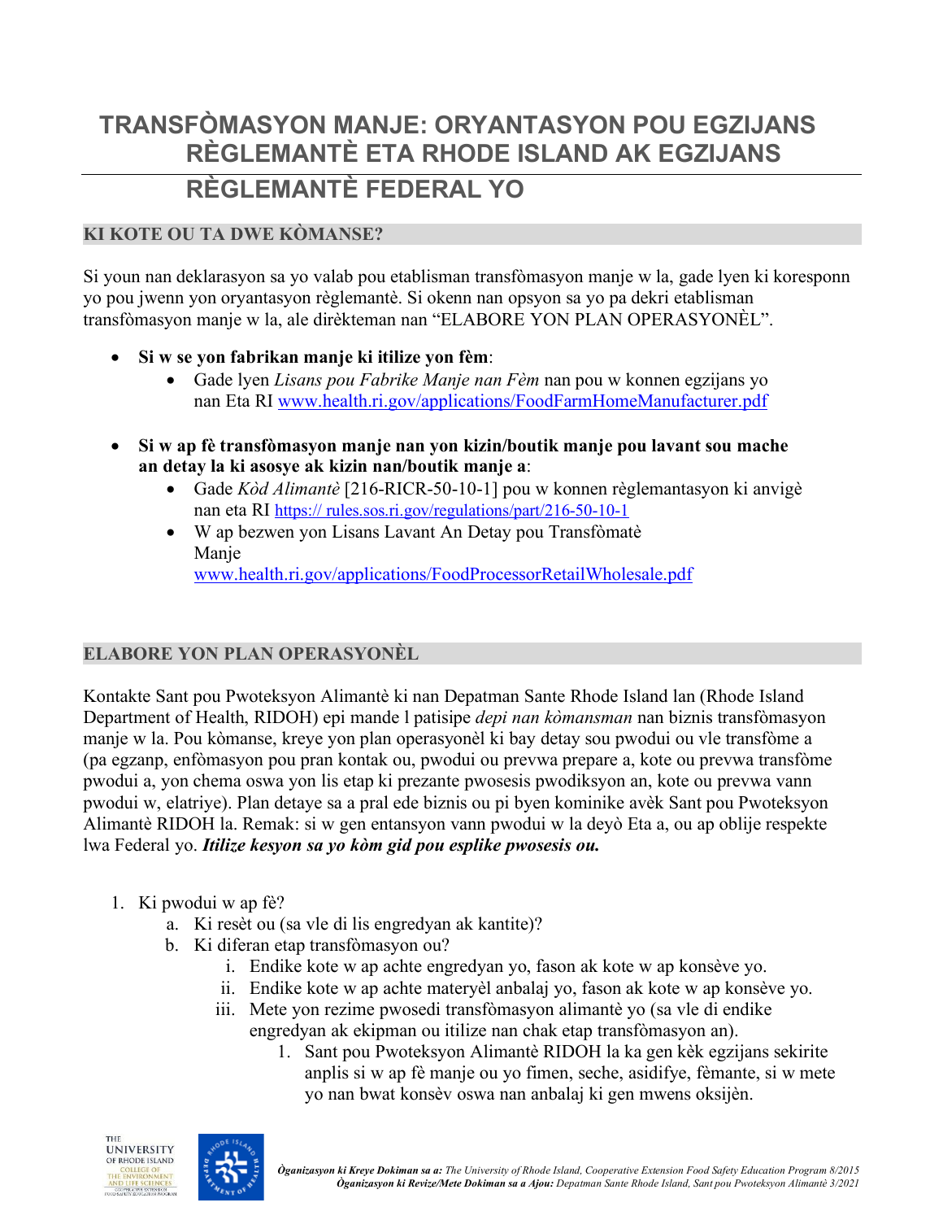# TRANSFÒMASYON MANJE: ORYANTASYON POU EGZIJANS RÈGLEMANTÈ ETA RHODE ISLAND AK EGZIJANS RÈGLEMANTÈ FEDERAL YO

## KI KOTE OU TA DWE KÒMANSE?

Si youn nan deklarasyon sa yo valab pou etablisman transfòmasyon manje w la, gade lyen ki koresponn yo pou jwenn yon oryantasyon règlemantè. Si okenn nan opsyon sa yo pa dekri etablisman transfòmasyon manje w la, ale dirèkteman nan "ELABORE YON PLAN OPERASYONÈL".

- **Si w se yon fabrikan manje ki itilize yon fèm**:
  - Gade lyen *Lisans pou Fabrike Manje nan Fèm* nan pou w konnen egzijans yo nan Eta RI www.health.ri.gov/applications/FoodFarmHomeManufacturer.pdf
- **Si w ap fè transfòmasyon manje nan yon kizin/boutik manje pou lavant sou mache an detay la ki asosye ak kizin nan/boutik manje a**:
  - Gade *Kòd Alimantè* [216-RICR-50-10-1] pou w konnen règlemantasyon ki anvigè nan eta RI https:// rules.sos.ri.gov/regulations/part/216-50-10-1
  - W ap bezwen yon Lisans Lavant An Detay pou Transfòmatè Manje www.health.ri.gov/applications/FoodProcessorRetailWholesale.pdf

## ELABORE YON PLAN OPERASYONÈL

Kontakte Sant pou Pwoteksyon Alimantè ki nan Depatman Sante Rhode Island lan (Rhode Island Department of Health, RIDOH) epi mande l patisipe *depi nan kòmansman* nan biznis transfòmasyon manje w la. Pou kòmanse, kreye yon plan operasyonèl ki bay detay sou pwodui ou vle transfòme a (pa egzanp, enfòmasyon pou pran kontak ou, pwodui ou prevwa prepare a, kote ou prevwa transfòme pwodui a, yon chema oswa yon lis etap ki prezante pwosesis pwodiksyon an, kote ou prevwa vann pwodui w, elatriye). Plan detaye sa a pral ede biznis ou pi byen kominike avèk Sant pou Pwoteksyon Alimantè RIDOH la. Remak: si w gen entansyon vann pwodui w la deyò Eta a, ou ap oblije respekte lwa Federal yo. ***Itilize kesyon sa yo kòm gid pou esplike pwosesis ou.***

1. Ki pwodui w ap fè?
   a. Ki resèt ou (sa vle di lis engredyan ak kantite)?
   b. Ki diferan etap transfòmasyon ou?
      i. Endike kote w ap achte engredyan yo, fason ak kote w ap konsève yo.
      ii. Endike kote w ap achte materyèl anbalaj yo, fason ak kote w ap konsève yo.
      iii. Mete yon rezime pwosedi transfòmasyon alimantè yo (sa vle di endike engredyan ak ekipman ou itilize nan chak etap transfòmasyon an).
         1. Sant pou Pwoteksyon Alimantè RIDOH la ka gen kèk egzijans sekirite anplis si w ap fè manje ou yo fimen, seche, asidifye, fèmante, si w mete yo nan bwat konsèv oswa nan anbalaj ki gen mwens oksijèn.

*Òganizasyon ki Kreye Dokiman sa a: The University of Rhode Island, Cooperative Extension Food Safety Education Program 8/2015*
*Òganizasyon ki Revize/Mete Dokiman sa a Ajou: Depatman Sante Rhode Island, Sant pou Pwoteksyon Alimantè 3/2021*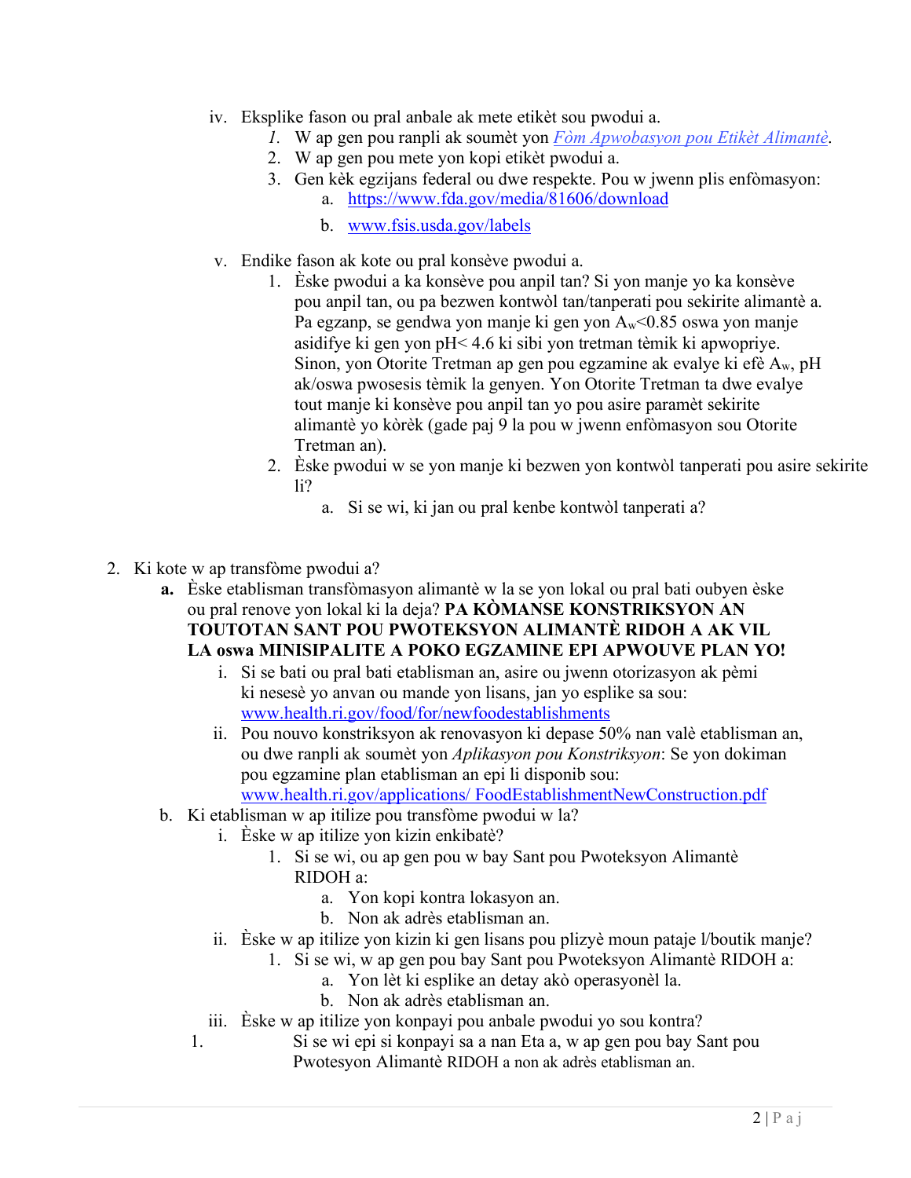iv. Eksplike fason ou pral anbale ak mete etikèt sou pwodui a.

1. W ap gen pou ranpli ak soumèt yon *Fòm Apwobasyon pou Etikèt Alimantè*.
2. W ap gen pou mete yon kopi etikèt pwodui a.
3. Gen kèk egzijans federal ou dwe respekte. Pou w jwenn plis enfòmasyon:
    a. https://www.fda.gov/media/81606/download
    b. www.fsis.usda.gov/labels

v. Endike fason ak kote ou pral konsève pwodui a.

1. Èske pwodui a ka konsève pou anpil tan? Si yon manje yo ka konsève pou anpil tan, ou pa bezwen kontwòl tan/tanperati pou sekirite alimantè a. Pa egzanp, se gendwa yon manje ki gen yon $A_w$<0.85 oswa yon manje asidifye ki gen yon pH< 4.6 ki sibi yon tretman tèmik ki apwopriye. Sinon, yon Otorite Tretman ap gen pou egzamine ak evalye ki efè $A_w$, pH ak/oswa pwosesis tèmik la genyen. Yon Otorite Tretman ta dwe evalye tout manje ki konsève pou anpil tan yo pou asire paramèt sekirite alimantè yo kòrèk (gade paj 9 la pou w jwenn enfòmasyon sou Otorite Tretman an).
2. Èske pwodui w se yon manje ki bezwen yon kontwòl tanperati pou asire sekirite li?
    a. Si se wi, ki jan ou pral kenbe kontwòl tanperati a?

2. Ki kote w ap transfòme pwodui a?

   **a.** Èske etablisman transfòmasyon alimantè w la se yon lokal ou pral bati oubyen èske ou pral renove yon lokal ki la deja? **PA KÒMANSE KONSTRIKSYON AN TOUTOTAN SANT POU PWOTEKSYON ALIMANTÈ RIDOH A AK VIL LA oswa MINISIPALITE A POKO EGZAMINE EPI APWOUVE PLAN YO!**

   i. Si se bati ou pral bati etablisman an, asire ou jwenn otorizasyon ak pèmi ki nesesè yo anvan ou mande yon lisans, jan yo esplike sa sou: www.health.ri.gov/food/for/newfoodestablishments

   ii. Pou nouvo konstriksyon ak renovasyon ki depase 50% nan valè etablisman an, ou dwe ranpli ak soumèt yon *Aplikasyon pou Konstriksyon*: Se yon dokiman pou egzamine plan etablisman an epi li disponib sou: www.health.ri.gov/applications/ FoodEstablishmentNewConstruction.pdf

   b. Ki etablisman w ap itilize pou transfòme pwodui w la?

   i. Èske w ap itilize yon kizin enkibatè?
      1. Si se wi, ou ap gen pou w bay Sant pou Pwoteksyon Alimantè RIDOH a:
         a. Yon kopi kontra lokasyon an.
         b. Non ak adrès etablisman an.

   ii. Èske w ap itilize yon kizin ki gen lisans pou plizyè moun pataje l/boutik manje?
      1. Si se wi, w ap gen pou bay Sant pou Pwoteksyon Alimantè RIDOH a:
         a. Yon lèt ki esplike an detay akò operasyonèl la.
         b. Non ak adrès etablisman an.

   iii. Èske w ap itilize yon konpayi pou anbale pwodui yo sou kontra?
      1. Si se wi epi si konpayi sa a nan Eta a, w ap gen pou bay Sant pou Pwotesyon Alimantè RIDOH a non ak adrès etablisman an.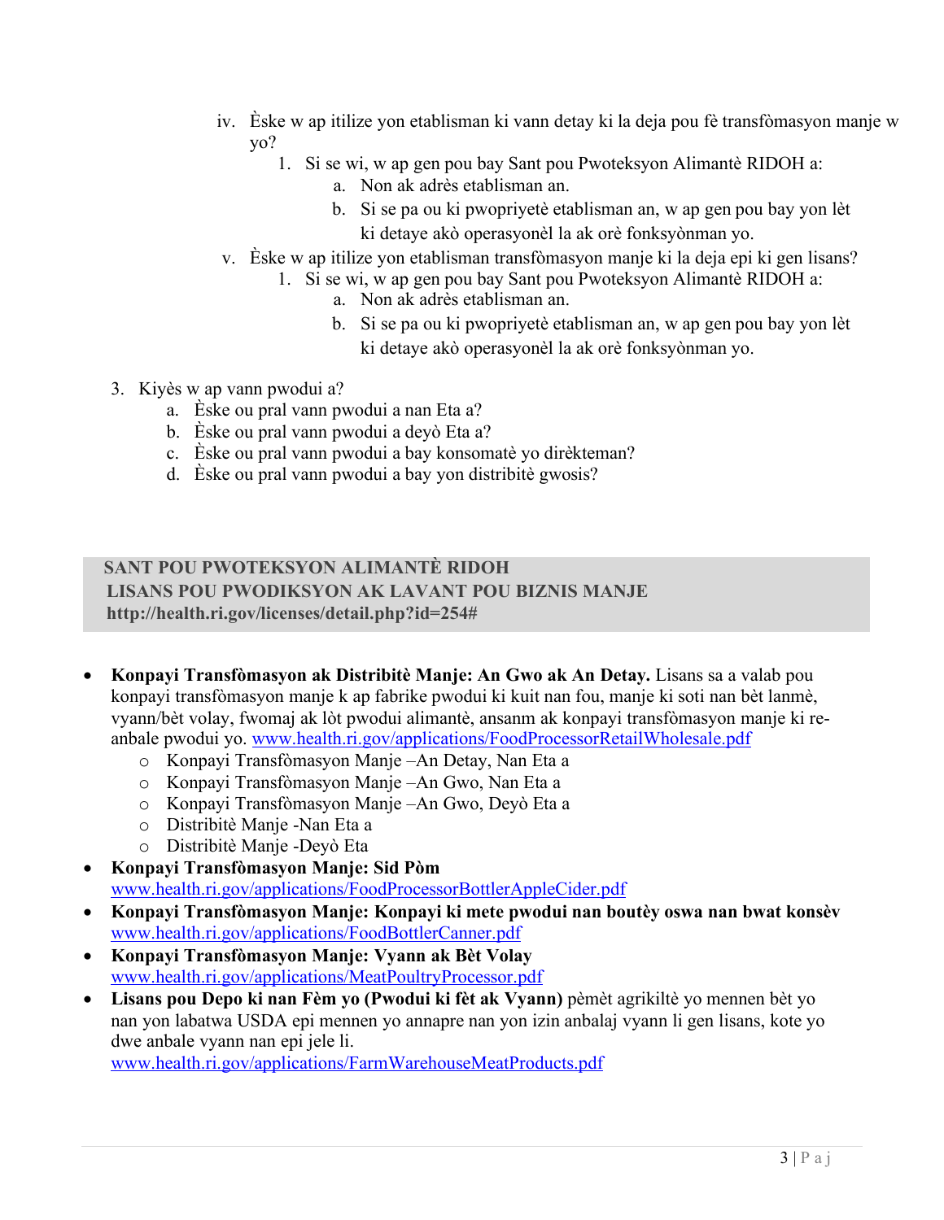iv. Èske w ap itilize yon etablisman ki vann detay ki la deja pou fè transfòmasyon manje w yo?
   1. Si se wi, w ap gen pou bay Sant pou Pwoteksyon Alimantè RIDOH a:
      a. Non ak adrès etablisman an.
      b. Si se pa ou ki pwopriyetè etablisman an, w ap gen pou bay yon lèt ki detaye akò operasyonèl la ak orè fonksyònman yo.

v. Èske w ap itilize yon etablisman transfòmasyon manje ki la deja epi ki gen lisans?
   1. Si se wi, w ap gen pou bay Sant pou Pwoteksyon Alimantè RIDOH a:
      a. Non ak adrès etablisman an.
      b. Si se pa ou ki pwopriyetè etablisman an, w ap gen pou bay yon lèt ki detaye akò operasyonèl la ak orè fonksyònman yo.

3. Kiyès w ap vann pwodui a?
   a. Èske ou pral vann pwodui a nan Eta a?
   b. Èske ou pral vann pwodui a deyò Eta a?
   c. Èske ou pral vann pwodui a bay konsomatè yo dirèkteman?
   d. Èske ou pral vann pwodui a bay yon distribitè gwosis?

**SANT POU PWOTEKSYON ALIMANTÈ RIDOH**
**LISANS POU PWODIKSYON AK LAVANT POU BIZNIS MANJE**
**http://health.ri.gov/licenses/detail.php?id=254#**

- **Konpayi Transfòmasyon ak Distribitè Manje: An Gwo ak An Detay.** Lisans sa a valab pou konpayi transfòmasyon manje k ap fabrike pwodui ki kuit nan fou, manje ki soti nan bèt lanmè, vyann/bèt volay, fwomaj ak lòt pwodui alimantè, ansanm ak konpayi transfòmasyon manje ki re-anbale pwodui yo. www.health.ri.gov/applications/FoodProcessorRetailWholesale.pdf
  - Konpayi Transfòmasyon Manje –An Detay, Nan Eta a
  - Konpayi Transfòmasyon Manje –An Gwo, Nan Eta a
  - Konpayi Transfòmasyon Manje –An Gwo, Deyò Eta a
  - Distribitè Manje -Nan Eta a
  - Distribitè Manje -Deyò Eta
- **Konpayi Transfòmasyon Manje: Sid Pòm** www.health.ri.gov/applications/FoodProcessorBottlerAppleCider.pdf
- **Konpayi Transfòmasyon Manje: Konpayi ki mete pwodui nan boutèy oswa nan bwat konsèv** www.health.ri.gov/applications/FoodBottlerCanner.pdf
- **Konpayi Transfòmasyon Manje: Vyann ak Bèt Volay** www.health.ri.gov/applications/MeatPoultryProcessor.pdf
- **Lisans pou Depo ki nan Fèm yo (Pwodui ki fèt ak Vyann)** pèmèt agrikiltè yo mennen bèt yo nan yon labatwa USDA epi mennen yo annapre nan yon izin anbalaj vyann li gen lisans, kote yo dwe anbale vyann nan epi jele li. www.health.ri.gov/applications/FarmWarehouseMeatProducts.pdf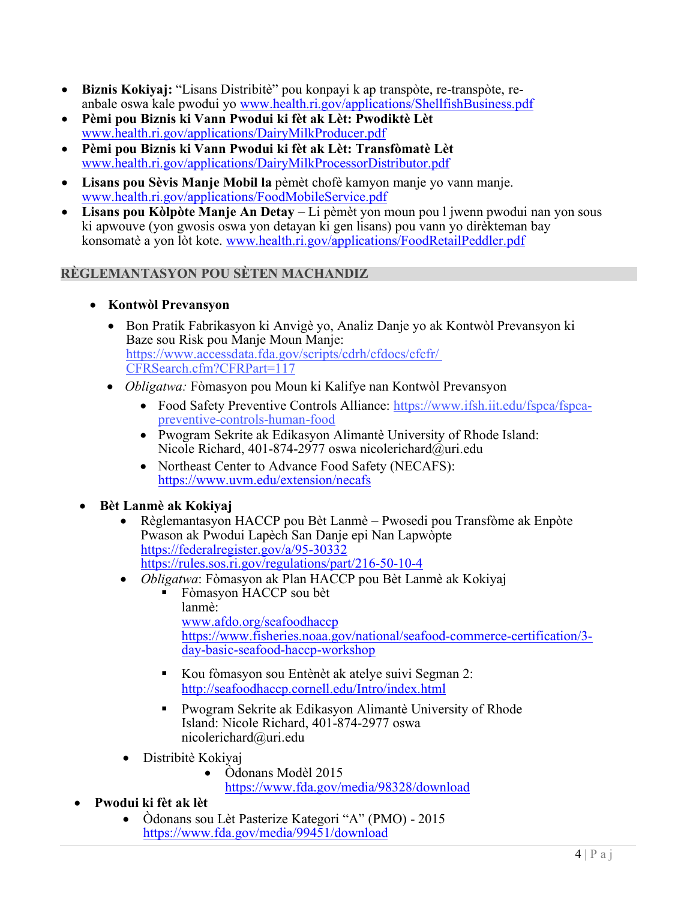- **Biznis Kokiyaj:** “Lisans Distribitè” pou konpayi k ap transpòte, re-transpòte, re-anbale oswa kale pwodui yo www.health.ri.gov/applications/ShellfishBusiness.pdf
- **Pèmi pou Biznis ki Vann Pwodui ki fèt ak Lèt: Pwodiktè Lèt** www.health.ri.gov/applications/DairyMilkProducer.pdf
- **Pèmi pou Biznis ki Vann Pwodui ki fèt ak Lèt: Transfòmatè Lèt** www.health.ri.gov/applications/DairyMilkProcessorDistributor.pdf
- **Lisans pou Sèvis Manje Mobil la** pèmèt chofè kamyon manje yo vann manje. www.health.ri.gov/applications/FoodMobileService.pdf
- **Lisans pou Kòlpòte Manje An Detay** – Li pèmèt yon moun pou l jwenn pwodui nan yon sous ki apwouve (yon gwosis oswa yon detayan ki gen lisans) pou vann yo dirèkteman bay konsomatè a yon lòt kote. www.health.ri.gov/applications/FoodRetailPeddler.pdf

## RÈGLEMANTASYON POU SÈTEN MACHANDIZ

- **Kontwòl Prevansyon**
  - Bon Pratik Fabrikasyon ki Anvigè yo, Analiz Danje yo ak Kontwòl Prevansyon ki Baze sou Risk pou Manje Moun Manje: https://www.accessdata.fda.gov/scripts/cdrh/cfdocs/cfcfr/CFRSearch.cfm?CFRPart=117
  - *Obligatwa:* Fòmasyon pou Moun ki Kalifye nan Kontwòl Prevansyon
    - Food Safety Preventive Controls Alliance: https://www.ifsh.iit.edu/fspca/fspca-preventive-controls-human-food
    - Pwogram Sekrite ak Edikasyon Alimantè University of Rhode Island: Nicole Richard, 401-874-2977 oswa nicolerichard@uri.edu
    - Northeast Center to Advance Food Safety (NECAFS): https://www.uvm.edu/extension/necafs
- **Bèt Lanmè ak Kokiyaj**
  - Règlemantasyon HACCP pou Bèt Lanmè – Pwosedi pou Transfòme ak Enpòte Pwason ak Pwodui Lapèch San Danje epi Nan Lapwòpte
    https://federalregister.gov/a/95-30332
    https://rules.sos.ri.gov/regulations/part/216-50-10-4
  - *Obligatwa*: Fòmasyon ak Plan HACCP pou Bèt Lanmè ak Kokiyaj
    - Fòmasyon HACCP sou bèt lanmè:
      www.afdo.org/seafoodhaccp
      https://www.fisheries.noaa.gov/national/seafood-commerce-certification/3-day-basic-seafood-haccp-workshop
    - Kou fòmasyon sou Entènèt ak atelye suivi Segman 2: http://seafoodhaccp.cornell.edu/Intro/index.html
    - Pwogram Sekrite ak Edikasyon Alimantè University of Rhode Island: Nicole Richard, 401-874-2977 oswa nicolerichard@uri.edu
  - Distribitè Kokiyaj
    - Òdonans Modèl 2015
      https://www.fda.gov/media/98328/download
- **Pwodui ki fèt ak lèt**
  - Òdonans sou Lèt Pasterize Kategori “A” (PMO) - 2015
    https://www.fda.gov/media/99451/download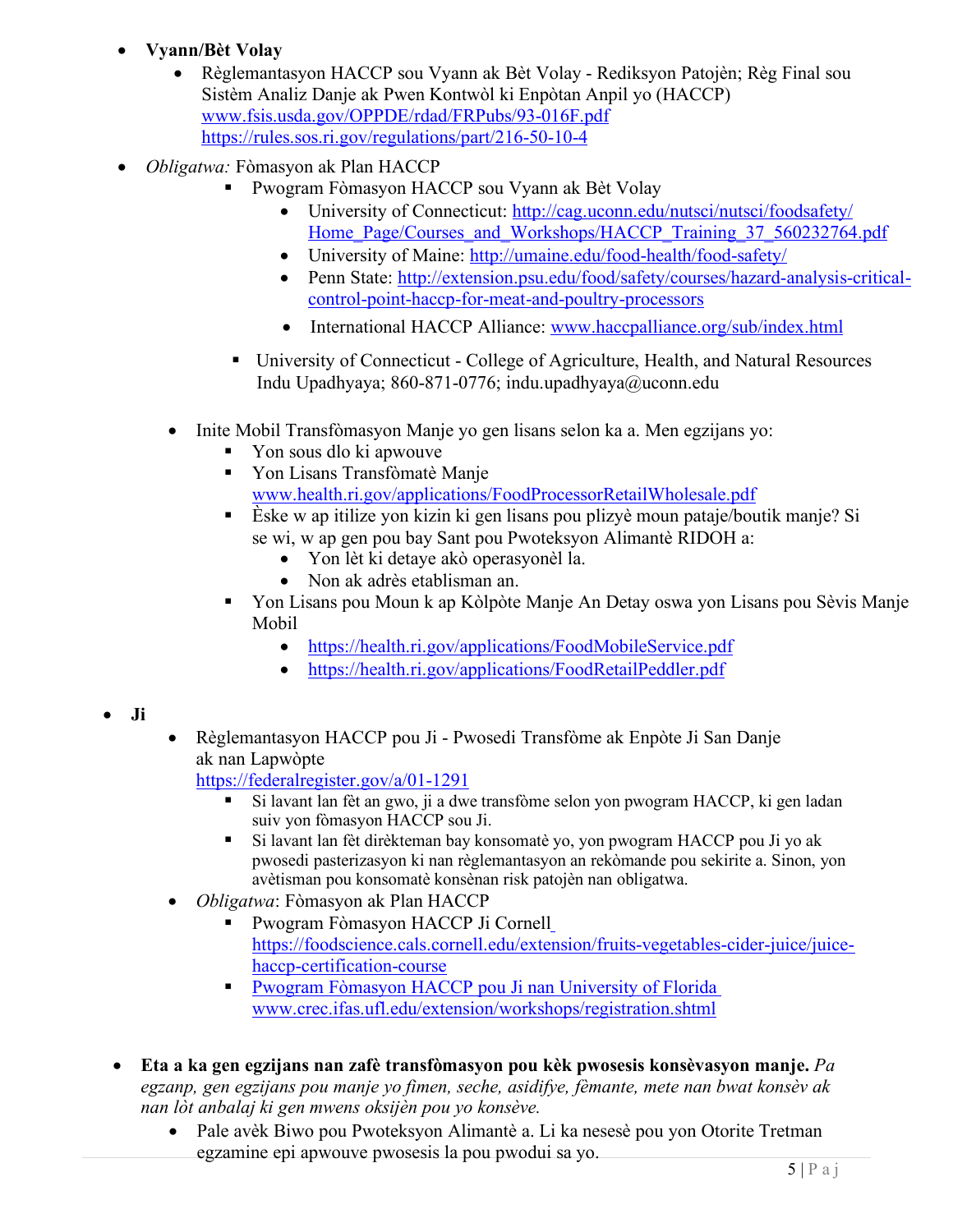- **Vyann/Bèt Volay**
  - Règlemantasyon HACCP sou Vyann ak Bèt Volay - Rediksyon Patojèn; Règ Final sou Sistèm Analiz Danje ak Pwen Kontwòl ki Enpòtan Anpil yo (HACCP) www.fsis.usda.gov/OPPDE/rdad/FRPubs/93-016F.pdf https://rules.sos.ri.gov/regulations/part/216-50-10-4
- *Obligatwa:* Fòmasyon ak Plan HACCP
  - Pwogram Fòmasyon HACCP sou Vyann ak Bèt Volay
    - University of Connecticut: http://cag.uconn.edu/nutsci/nutsci/foodsafety/Home_Page/Courses_and_Workshops/HACCP_Training_37_560232764.pdf
    - University of Maine: http://umaine.edu/food-health/food-safety/
    - Penn State: http://extension.psu.edu/food/safety/courses/hazard-analysis-critical-control-point-haccp-for-meat-and-poultry-processors
    - International HACCP Alliance: www.haccpalliance.org/sub/index.html
  - University of Connecticut - College of Agriculture, Health, and Natural Resources Indu Upadhyaya; 860-871-0776; indu.upadhyaya@uconn.edu

  - Inite Mobil Transfòmasyon Manje yo gen lisans selon ka a. Men egzijans yo:
    - Yon sous dlo ki apwouve
    - Yon Lisans Transfòmatè Manje www.health.ri.gov/applications/FoodProcessorRetailWholesale.pdf
    - Èske w ap itilize yon kizin ki gen lisans pou plizyè moun pataje/boutik manje? Si se wi, w ap gen pou bay Sant pou Pwoteksyon Alimantè RIDOH a:
      - Yon lèt ki detaye akò operasyonèl la.
      - Non ak adrès etablisman an.
    - Yon Lisans pou Moun k ap Kòlpòte Manje An Detay oswa yon Lisans pou Sèvis Manje Mobil
      - https://health.ri.gov/applications/FoodMobileService.pdf
      - https://health.ri.gov/applications/FoodRetailPeddler.pdf

- **Ji**
  - Règlemantasyon HACCP pou Ji - Pwosedi Transfòme ak Enpòte Ji San Danje ak nan Lapwòpte https://federalregister.gov/a/01-1291
    - Si lavant lan fèt an gwo, ji a dwe transfòme selon yon pwogram HACCP, ki gen ladan suiv yon fòmasyon HACCP sou Ji.
    - Si lavant lan fèt dirèkteman bay konsomatè yo, yon pwogram HACCP pou Ji yo ak pwosedi pasterizasyon ki nan règlemantasyon an rekòmande pou sekirite a. Sinon, yon avètisman pou konsomatè konsènan risk patojèn nan obligatwa.
  - *Obligatwa*: Fòmasyon ak Plan HACCP
    - Pwogram Fòmasyon HACCP Ji Cornell https://foodscience.cals.cornell.edu/extension/fruits-vegetables-cider-juice/juice-haccp-certification-course
    - Pwogram Fòmasyon HACCP pou Ji nan University of Florida www.crec.ifas.ufl.edu/extension/workshops/registration.shtml

- **Eta a ka gen egzijans nan zafè transfòmasyon pou kèk pwosesis konsèvasyon manje.** *Pa egzanp, gen egzijans pou manje yo fimen, seche, asidifye, fèmante, mete nan bwat konsèv ak nan lòt anbalaj ki gen mwens oksijèn pou yo konsève.*
  - Pale avèk Biwo pou Pwoteksyon Alimantè a. Li ka nesesè pou yon Otorite Tretman egzamine epi apwouve pwosesis la pou pwodui sa yo.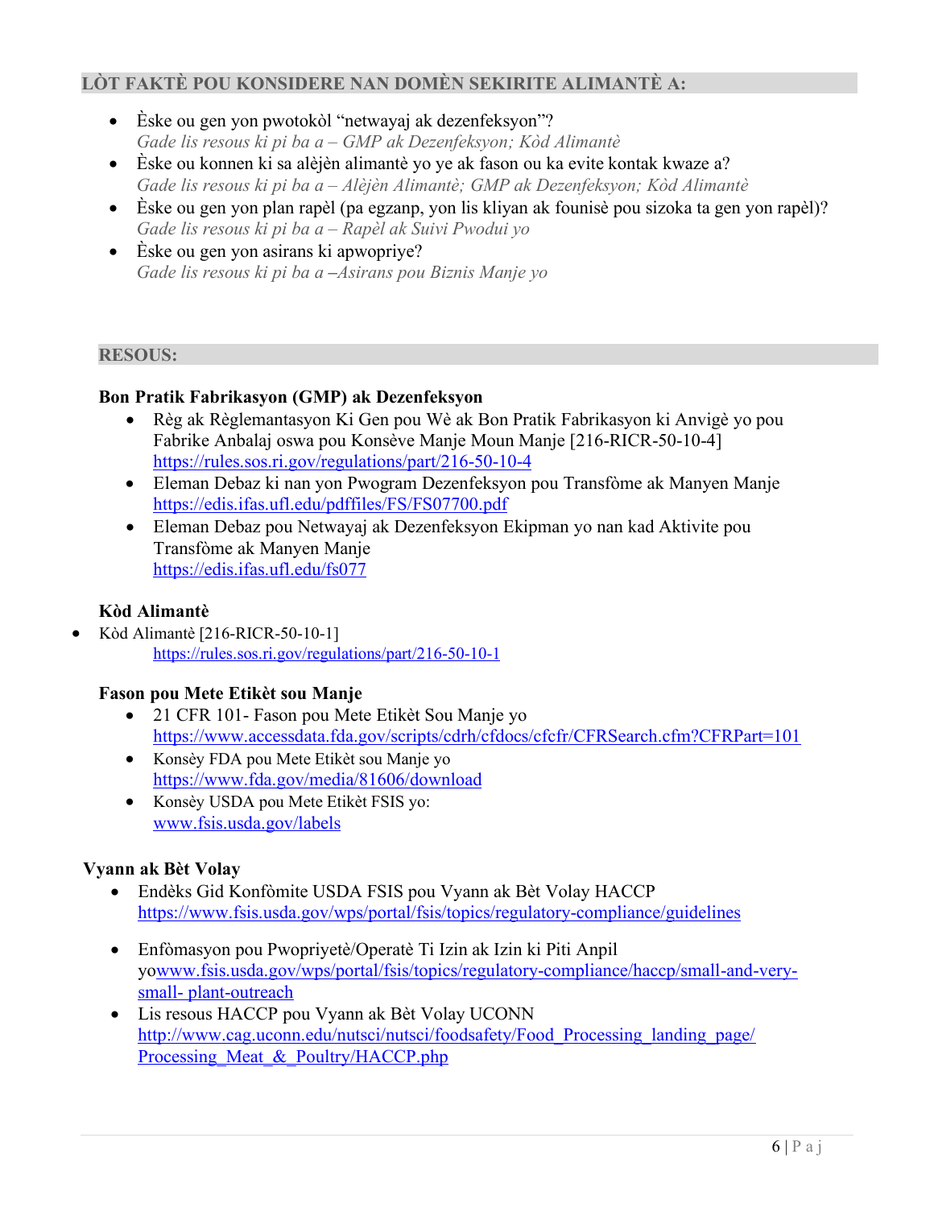## LÒT FAKTÈ POU KONSIDERE NAN DOMÈN SEKIRITE ALIMANTÈ A:

- Èske ou gen yon pwotokòl "netwayaj ak dezenfeksyon"?
  *Gade lis resous ki pi ba a – GMP ak Dezenfeksyon; Kòd Alimantè*
- Èske ou konnen ki sa alèjèn alimantè yo ye ak fason ou ka evite kontak kwaze a?
  *Gade lis resous ki pi ba a – Alèjèn Alimantè; GMP ak Dezenfeksyon; Kòd Alimantè*
- Èske ou gen yon plan rapèl (pa egzanp, yon lis kliyan ak founisè pou sizoka ta gen yon rapèl)?
  *Gade lis resous ki pi ba a – Rapèl ak Suivi Pwodui yo*
- Èske ou gen yon asirans ki apwopriye?
  *Gade lis resous ki pi ba a –Asirans pou Biznis Manje yo*

## RESOUS:

### Bon Pratik Fabrikasyon (GMP) ak Dezenfeksyon

- Règ ak Règlemantasyon Ki Gen pou Wè ak Bon Pratik Fabrikasyon ki Anvigè yo pou Fabrike Anbalaj oswa pou Konsève Manje Moun Manje [216-RICR-50-10-4]
  https://rules.sos.ri.gov/regulations/part/216-50-10-4
- Eleman Debaz ki nan yon Pwogram Dezenfeksyon pou Transfòme ak Manyen Manje
  https://edis.ifas.ufl.edu/pdffiles/FS/FS07700.pdf
- Eleman Debaz pou Netwayaj ak Dezenfeksyon Ekipman yo nan kad Aktivite pou Transfòme ak Manyen Manje
  https://edis.ifas.ufl.edu/fs077

### Kòd Alimantè

- Kòd Alimantè [216-RICR-50-10-1]
  https://rules.sos.ri.gov/regulations/part/216-50-10-1

### Fason pou Mete Etikèt sou Manje

- 21 CFR 101- Fason pou Mete Etikèt Sou Manje yo
  https://www.accessdata.fda.gov/scripts/cdrh/cfdocs/cfcfr/CFRSearch.cfm?CFRPart=101
- Konsèy FDA pou Mete Etikèt sou Manje yo
  https://www.fda.gov/media/81606/download
- Konsèy USDA pou Mete Etikèt FSIS yo:
  www.fsis.usda.gov/labels

### Vyann ak Bèt Volay

- Endèks Gid Konfòmite USDA FSIS pou Vyann ak Bèt Volay HACCP
  https://www.fsis.usda.gov/wps/portal/fsis/topics/regulatory-compliance/guidelines
- Enfòmasyon pou Pwopriyetè/Operatè Ti Izin ak Izin ki Piti Anpil yowww.fsis.usda.gov/wps/portal/fsis/topics/regulatory-compliance/haccp/small-and-very-small- plant-outreach
- Lis resous HACCP pou Vyann ak Bèt Volay UCONN
  http://www.cag.uconn.edu/nutsci/nutsci/foodsafety/Food_Processing_landing_page/Processing_Meat_&_Poultry/HACCP.php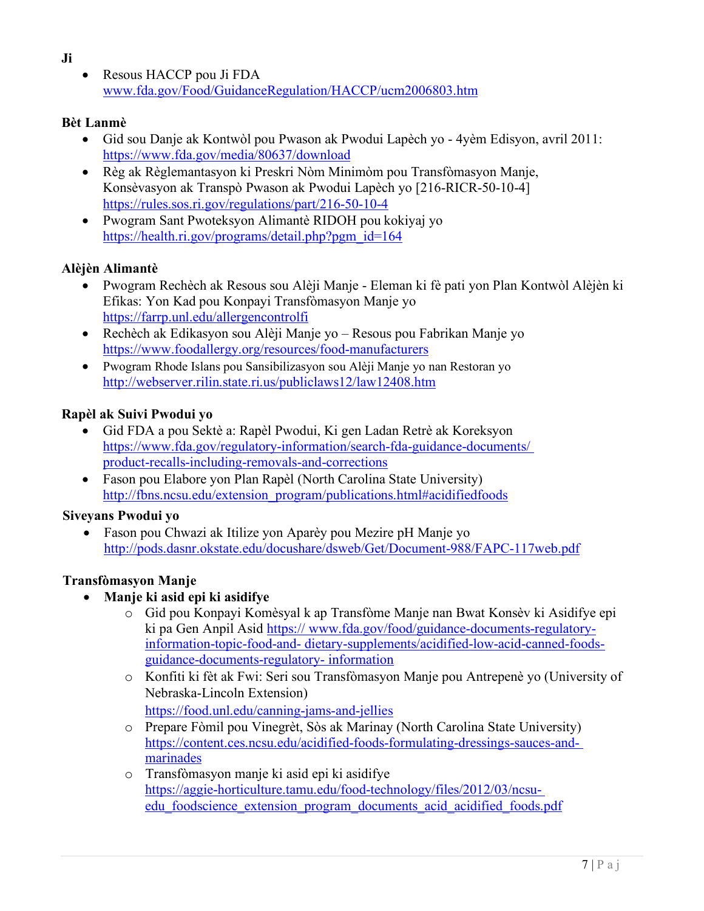**Ji**

- Resous HACCP pou Ji FDA
  www.fda.gov/Food/GuidanceRegulation/HACCP/ucm2006803.htm

**Bèt Lanmè**

- Gid sou Danje ak Kontwòl pou Pwason ak Pwodui Lapèch yo - 4yèm Edisyon, avril 2011: https://www.fda.gov/media/80637/download
- Règ ak Règlemantasyon ki Preskri Nòm Minimòm pou Transfòmasyon Manje, Konsèvasyon ak Transpò Pwason ak Pwodui Lapèch yo [216-RICR-50-10-4]
  https://rules.sos.ri.gov/regulations/part/216-50-10-4
- Pwogram Sant Pwoteksyon Alimantè RIDOH pou kokiyaj yo
  https://health.ri.gov/programs/detail.php?pgm_id=164

**Alèjèn Alimantè**

- Pwogram Rechèch ak Resous sou Alèji Manje - Eleman ki fè pati yon Plan Kontwòl Alèjèn ki Efikas: Yon Kad pou Konpayi Transfòmasyon Manje yo
  https://farrp.unl.edu/allergencontrolfi
- Rechèch ak Edikasyon sou Alèji Manje yo – Resous pou Fabrikan Manje yo
  https://www.foodallergy.org/resources/food-manufacturers
- Pwogram Rhode Islans pou Sansibilizasyon sou Alèji Manje yo nan Restoran yo
  http://webserver.rilin.state.ri.us/publiclaws12/law12408.htm

**Rapèl ak Suivi Pwodui yo**

- Gid FDA a pou Sektè a: Rapèl Pwodui, Ki gen Ladan Retrè ak Koreksyon
  https://www.fda.gov/regulatory-information/search-fda-guidance-documents/product-recalls-including-removals-and-corrections
- Fason pou Elabore yon Plan Rapèl (North Carolina State University)
  http://fbns.ncsu.edu/extension_program/publications.html#acidifiedfoods

**Siveyans Pwodui yo**

- Fason pou Chwazi ak Itilize yon Aparèy pou Mezire pH Manje yo
  http://pods.dasnr.okstate.edu/docushare/dsweb/Get/Document-988/FAPC-117web.pdf

**Transfòmasyon Manje**

- **Manje ki asid epi ki asidifye**
  - Gid pou Konpayi Komèsyal k ap Transfòme Manje nan Bwat Konsèv ki Asidifye epi ki pa Gen Anpil Asid https:// www.fda.gov/food/guidance-documents-regulatory-information-topic-food-and- dietary-supplements/acidified-low-acid-canned-foods-guidance-documents-regulatory- information
  - Konfiti ki fèt ak Fwi: Seri sou Transfòmasyon Manje pou Antrepenè yo (University of Nebraska-Lincoln Extension)
    https://food.unl.edu/canning-jams-and-jellies
  - Prepare Fòmil pou Vinegrèt, Sòs ak Marinay (North Carolina State University)
    https://content.ces.ncsu.edu/acidified-foods-formulating-dressings-sauces-and-marinades
  - Transfòmasyon manje ki asid epi ki asidifye
    https://aggie-horticulture.tamu.edu/food-technology/files/2012/03/ncsu-edu_foodscience_extension_program_documents_acid_acidified_foods.pdf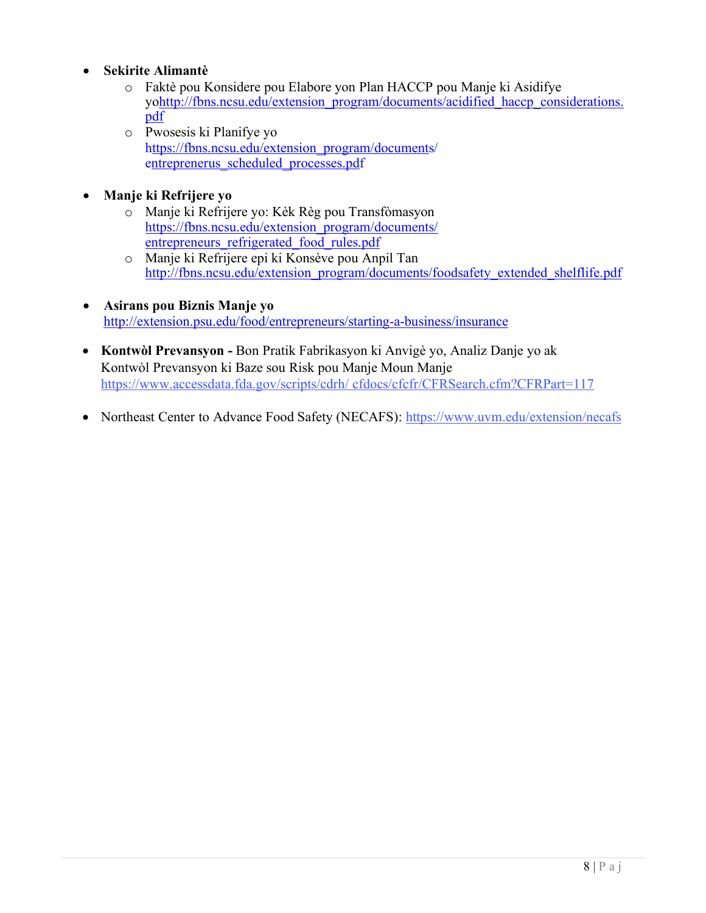- **Sekirite Alimantè**
  - Faktè pou Konsidere pou Elabore yon Plan HACCP pou Manje ki Asidifye yohttp://fbns.ncsu.edu/extension_program/documents/acidified_haccp_considerations.pdf
  - Pwosesis ki Planifye yo https://fbns.ncsu.edu/extension_program/documents/entreprenerus_scheduled_processes.pdf

- **Manje ki Refrijere yo**
  - Manje ki Refrijere yo: Kèk Règ pou Transfòmasyon https://fbns.ncsu.edu/extension_program/documents/entrepreneurs_refrigerated_food_rules.pdf
  - Manje ki Refrijere epi ki Konsève pou Anpil Tan http://fbns.ncsu.edu/extension_program/documents/foodsafety_extended_shelflife.pdf

- **Asirans pou Biznis Manje yo** http://extension.psu.edu/food/entrepreneurs/starting-a-business/insurance

- **Kontwòl Prevansyon -** Bon Pratik Fabrikasyon ki Anvigè yo, Analiz Danje yo ak Kontwòl Prevansyon ki Baze sou Risk pou Manje Moun Manje https://www.accessdata.fda.gov/scripts/cdrh/ cfdocs/cfcfr/CFRSearch.cfm?CFRPart=117

- Northeast Center to Advance Food Safety (NECAFS): https://www.uvm.edu/extension/necafs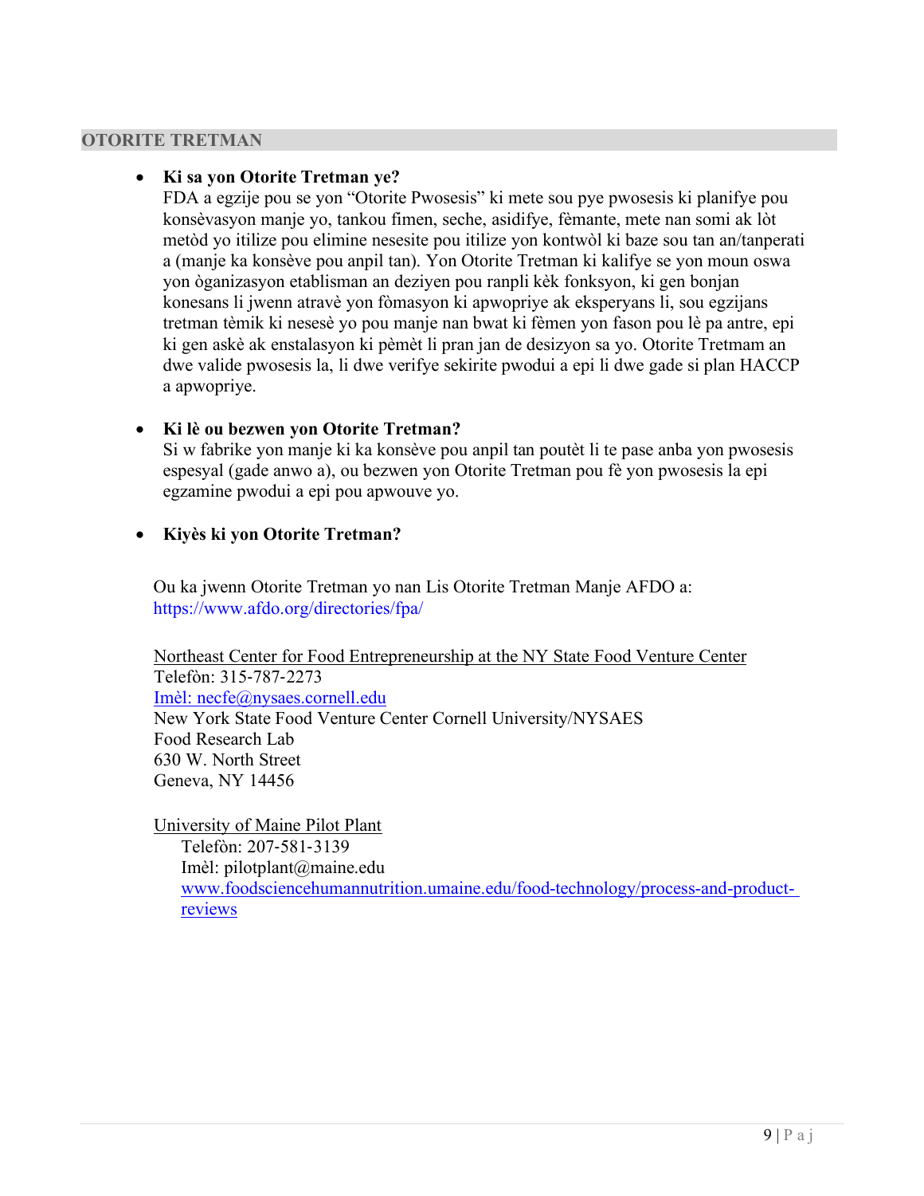## OTORITE TRETMAN

- **Ki sa yon Otorite Tretman ye?**
  FDA a egzije pou se yon "Otorite Pwosesis" ki mete sou pye pwosesis ki planifye pou konsèvasyon manje yo, tankou fimen, seche, asidifye, fèmante, mete nan somi ak lòt metòd yo itilize pou elimine nesesite pou itilize yon kontwòl ki baze sou tan an/tanperati a (manje ka konsève pou anpil tan). Yon Otorite Tretman ki kalifye se yon moun oswa yon òganizasyon etablisman an deziyen pou ranpli kèk fonksyon, ki gen bonjan konesans li jwenn atravè yon fòmasyon ki apwopriye ak eksperyans li, sou egzijans tretman tèmik ki nesesè yo pou manje nan bwat ki fèmen yon fason pou lè pa antre, epi ki gen askè ak enstalasyon ki pèmèt li pran jan de desizyon sa yo. Otorite Tretmam an dwe valide pwosesis la, li dwe verifye sekirite pwodui a epi li dwe gade si plan HACCP a apwopriye.

- **Ki lè ou bezwen yon Otorite Tretman?**
  Si w fabrike yon manje ki ka konsève pou anpil tan poutèt li te pase anba yon pwosesis espesyal (gade anwo a), ou bezwen yon Otorite Tretman pou fè yon pwosesis la epi egzamine pwodui a epi pou apwouve yo.

- **Kiyès ki yon Otorite Tretman?**

Ou ka jwenn Otorite Tretman yo nan Lis Otorite Tretman Manje AFDO a:
https://www.afdo.org/directories/fpa/

Northeast Center for Food Entrepreneurship at the NY State Food Venture Center
Telefòn: 315-787-2273
Imèl: necfe@nysaes.cornell.edu
New York State Food Venture Center Cornell University/NYSAES
Food Research Lab
630 W. North Street
Geneva, NY 14456

University of Maine Pilot Plant
Telefòn: 207-581-3139
Imèl: pilotplant@maine.edu
www.foodsciencehumannutrition.umaine.edu/food-technology/process-and-product-reviews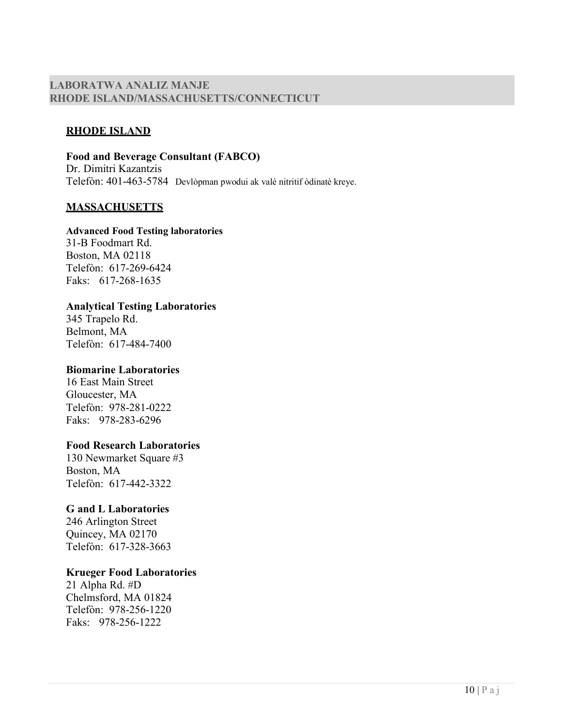## LABORATWA ANALIZ MANJE
## RHODE ISLAND/MASSACHUSETTS/CONNECTICUT

### RHODE ISLAND

**Food and Beverage Consultant (FABCO)**
Dr. Dimitri Kazantzis
Telefòn: 401-463-5784 Devlòpman pwodui ak valè nitritif òdinatè kreye.

### MASSACHUSETTS

**Advanced Food Testing laboratories**
31-B Foodmart Rd.
Boston, MA 02118
Telefòn: 617-269-6424
Faks: 617-268-1635

**Analytical Testing Laboratories**
345 Trapelo Rd.
Belmont, MA
Telefòn: 617-484-7400

**Biomarine Laboratories**
16 East Main Street
Gloucester, MA
Telefòn: 978-281-0222
Faks: 978-283-6296

**Food Research Laboratories**
130 Newmarket Square #3
Boston, MA
Telefòn: 617-442-3322

**G and L Laboratories**
246 Arlington Street
Quincey, MA 02170
Telefòn: 617-328-3663

**Krueger Food Laboratories**
21 Alpha Rd. #D
Chelmsford, MA 01824
Telefòn: 978-256-1220
Faks: 978-256-1222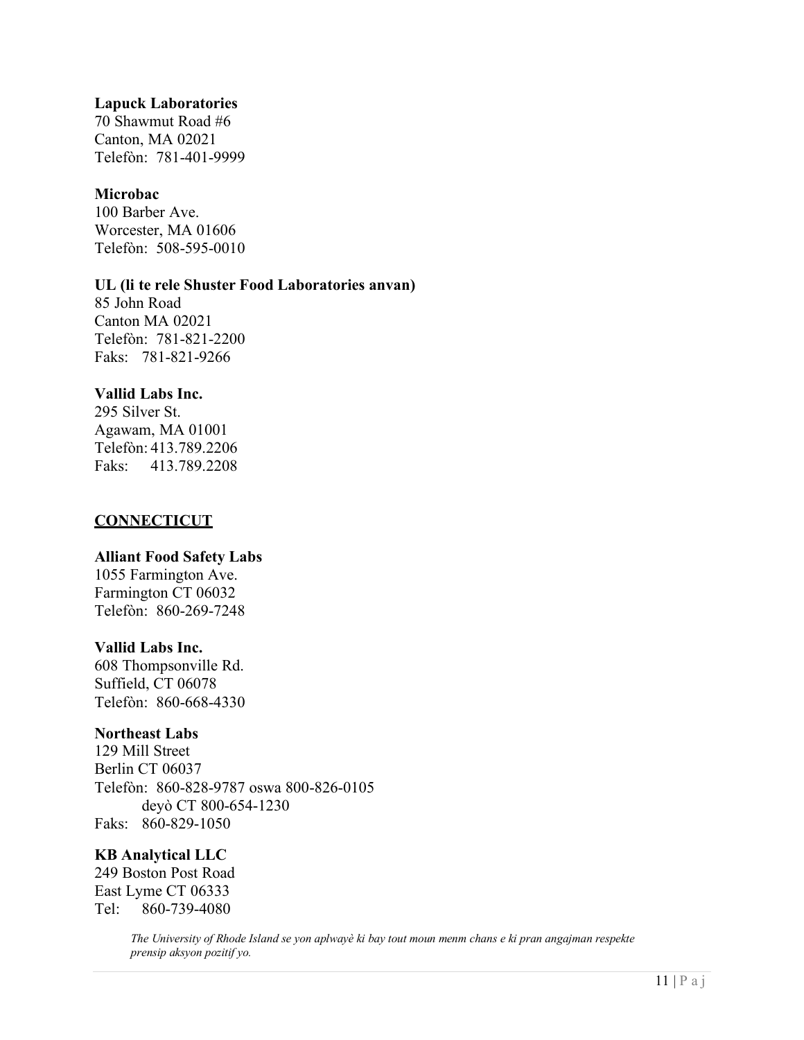**Lapuck Laboratories**
70 Shawmut Road #6
Canton, MA 02021
Telefòn: 781-401-9999

**Microbac**
100 Barber Ave.
Worcester, MA 01606
Telefòn: 508-595-0010

**UL (li te rele Shuster Food Laboratories anvan)**
85 John Road
Canton MA 02021
Telefòn: 781-821-2200
Faks: 781-821-9266

**Vallid Labs Inc.**
295 Silver St.
Agawam, MA 01001
Telefòn: 413.789.2206
Faks: 413.789.2208

## CONNECTICUT

**Alliant Food Safety Labs**
1055 Farmington Ave.
Farmington CT 06032
Telefòn: 860-269-7248

**Vallid Labs Inc.**
608 Thompsonville Rd.
Suffield, CT 06078
Telefòn: 860-668-4330

**Northeast Labs**
129 Mill Street
Berlin CT 06037
Telefòn: 860-828-9787 oswa 800-826-0105
deyò CT 800-654-1230
Faks: 860-829-1050

**KB Analytical LLC**
249 Boston Post Road
East Lyme CT 06333
Tel: 860-739-4080

*The University of Rhode Island se yon aplwayè ki bay tout moun menm chans e ki pran angajman respekte prensip aksyon pozitif yo.*